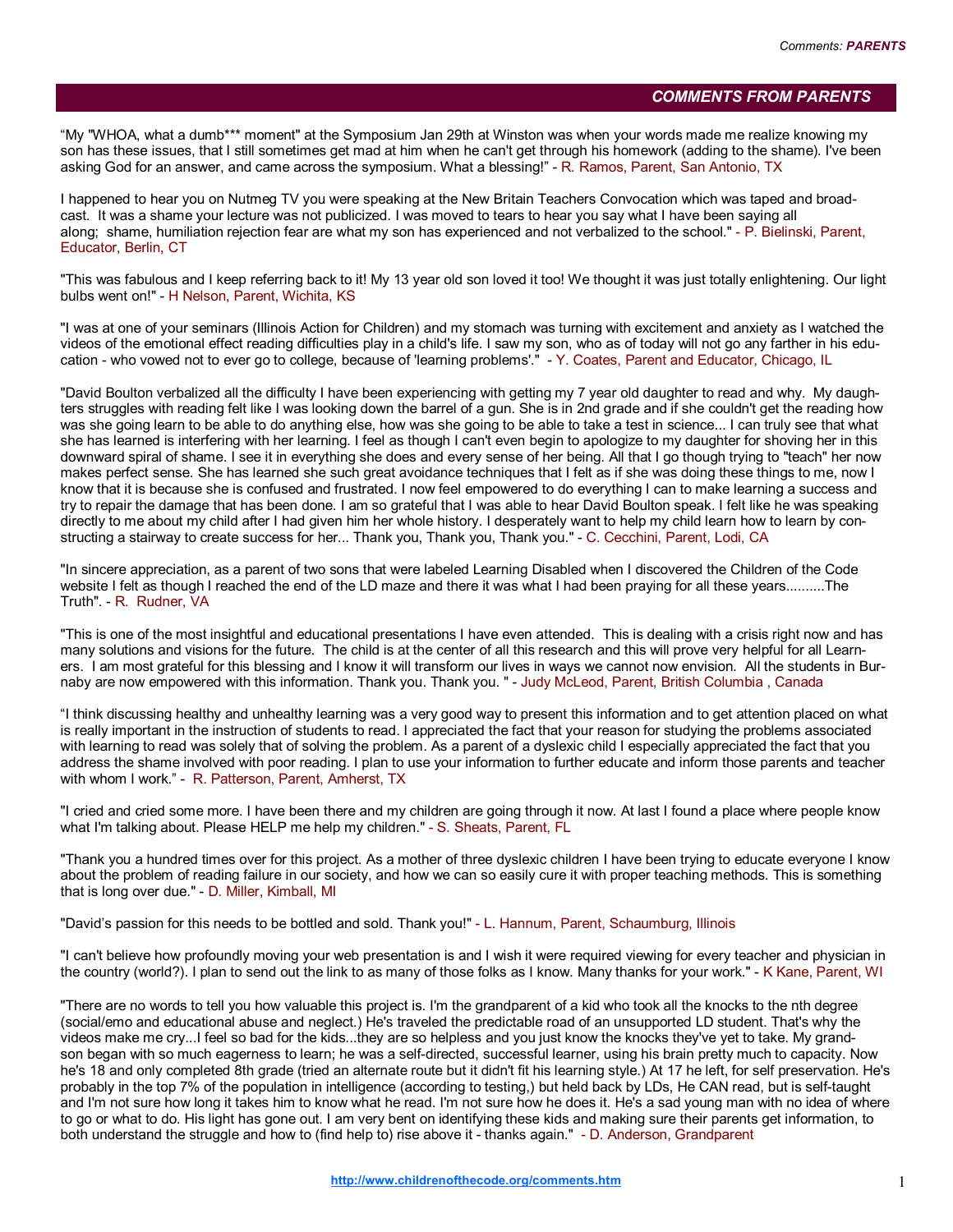## COMMENTS FROM PARENTS

“My "WHOA, what a dumb*** moment" at the Symposium Jan 29th at Winston was when your words made me realize knowing my son has these issues, that I still sometimes get mad at him when he can't get through his homework (adding to the shame). I've been asking God for an answer, and came across the symposium. What a blessing!” - R. Ramos, Parent, San Antonio, TX

I happened to hear you on Nutmeg TV you were speaking at the New Britain Teachers Convocation which was taped and broadcast. It was a shame your lecture was not publicized. I was moved to tears to hear you say what I have been saying all along; shame, humiliation rejection fear are what my son has experienced and not verbalized to the school." - P. Bielinski, Parent, Educator, Berlin, CT

"This was fabulous and I keep referring back to it! My 13 year old son loved it too! We thought it was just totally enlightening. Our light bulbs went on!" - H Nelson, Parent, Wichita, KS

"I was at one of your seminars (Illinois Action for Children) and my stomach was turning with excitement and anxiety as I watched the videos of the emotional effect reading difficulties play in a child's life. I saw my son, who as of today will not go any farther in his education - who vowed not to ever go to college, because of 'learning problems'." - Y. Coates, Parent and Educator, Chicago, IL

"David Boulton verbalized all the difficulty I have been experiencing with getting my 7 year old daughter to read and why. My daughters struggles with reading felt like I was looking down the barrel of a gun. She is in 2nd grade and if she couldn't get the reading how was she going learn to be able to do anything else, how was she going to be able to take a test in science... I can truly see that what she has learned is interfering with her learning. I feel as though I can't even begin to apologize to my daughter for shoving her in this downward spiral of shame. I see it in everything she does and every sense of her being. All that I go though trying to "teach" her now makes perfect sense. She has learned she such great avoidance techniques that I felt as if she was doing these things to me, now I know that it is because she is confused and frustrated. I now feel empowered to do everything I can to make learning a success and try to repair the damage that has been done. I am so grateful that I was able to hear David Boulton speak. I felt like he was speaking directly to me about my child after I had given him her whole history. I desperately want to help my child learn how to learn by constructing a stairway to create success for her... Thank you, Thank you, Thank you." - C. Cecchini, Parent, Lodi, CA

"In sincere appreciation, as a parent of two sons that were labeled Learning Disabled when I discovered the Children of the Code website I felt as though I reached the end of the LD maze and there it was what I had been praying for all these years..........The Truth". - R. Rudner, VA

"This is one of the most insightful and educational presentations I have even attended. This is dealing with a crisis right now and has many solutions and visions for the future. The child is at the center of all this research and this will prove very helpful for all Learners. I am most grateful for this blessing and I know it will transform our lives in ways we cannot now envision. All the students in Burnaby are now empowered with this information. Thank you. Thank you. " - Judy McLeod, Parent, British Columbia , Canada

“I think discussing healthy and unhealthy learning was a very good way to present this information and to get attention placed on what is really important in the instruction of students to read. I appreciated the fact that your reason for studying the problems associated with learning to read was solely that of solving the problem. As a parent of a dyslexic child I especially appreciated the fact that you address the shame involved with poor reading. I plan to use your information to further educate and inform those parents and teacher with whom I work.” - R. Patterson, Parent, Amherst, TX

"I cried and cried some more. I have been there and my children are going through it now. At last I found a place where people know what I'm talking about. Please HELP me help my children." - S. Sheats, Parent, FL

"Thank you a hundred times over for this project. As a mother of three dyslexic children I have been trying to educate everyone I know about the problem of reading failure in our society, and how we can so easily cure it with proper teaching methods. This is something that is long over due." - D. Miller, Kimball, MI

"David's passion for this needs to be bottled and sold. Thank you!" - L. Hannum, Parent, Schaumburg, Illinois

"I can't believe how profoundly moving your web presentation is and I wish it were required viewing for every teacher and physician in the country (world?). I plan to send out the link to as many of those folks as I know. Many thanks for your work." - K Kane, Parent, WI

"There are no words to tell you how valuable this project is. I'm the grandparent of a kid who took all the knocks to the nth degree (social/emo and educational abuse and neglect.) He's traveled the predictable road of an unsupported LD student. That's why the videos make me cry...I feel so bad for the kids...they are so helpless and you just know the knocks they've yet to take. My grandson began with so much eagerness to learn; he was a self-directed, successful learner, using his brain pretty much to capacity. Now he's 18 and only completed 8th grade (tried an alternate route but it didn't fit his learning style.) At 17 he left, for self preservation. He's probably in the top 7% of the population in intelligence (according to testing,) but held back by LDs, He CAN read, but is self-taught and I'm not sure how long it takes him to know what he read. I'm not sure how he does it. He's a sad young man with no idea of where to go or what to do. His light has gone out. I am very bent on identifying these kids and making sure their parents get information, to both understand the struggle and how to (find help to) rise above it - thanks again." - D. Anderson, Grandparent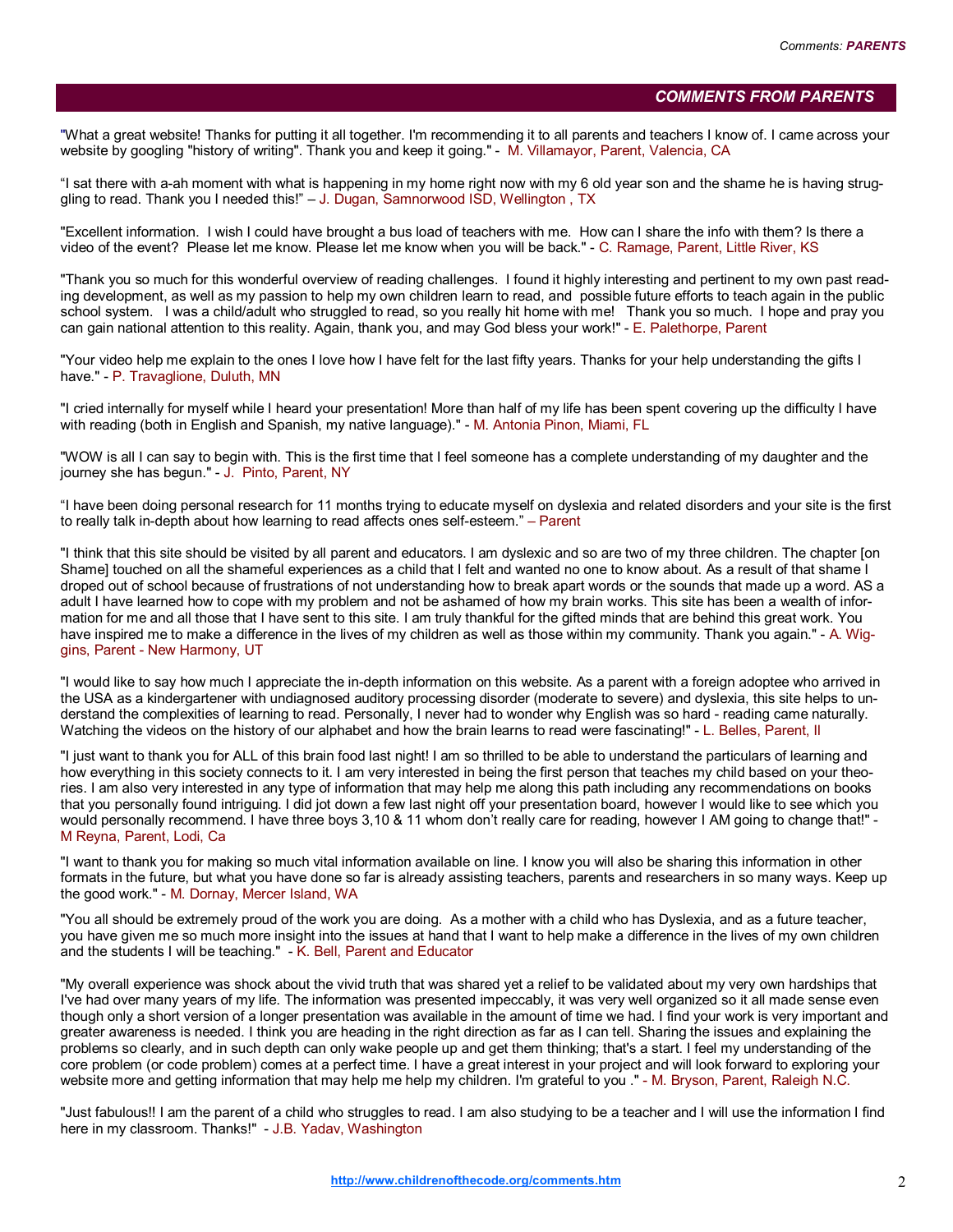## COMMENTS FROM PARENTS

"What a great website! Thanks for putting it all together. I'm recommending it to all parents and teachers I know of. I came across your website by googling "history of writing". Thank you and keep it going." - M. Villamayor, Parent, Valencia, CA

"I sat there with a-ah moment with what is happening in my home right now with my 6 old year son and the shame he is having struggling to read. Thank you I needed this!" – J. Dugan, Samnorwood ISD, Wellington , TX

"Excellent information. I wish I could have brought a bus load of teachers with me. How can I share the info with them? Is there a video of the event? Please let me know. Please let me know when you will be back." - C. Ramage, Parent, Little River, KS

"Thank you so much for this wonderful overview of reading challenges. I found it highly interesting and pertinent to my own past reading development, as well as my passion to help my own children learn to read, and possible future efforts to teach again in the public school system. I was a child/adult who struggled to read, so you really hit home with me! Thank you so much. I hope and pray you can gain national attention to this reality. Again, thank you, and may God bless your work!" - E. Palethorpe, Parent

"Your video help me explain to the ones I love how I have felt for the last fifty years. Thanks for your help understanding the gifts I have." - P. Travaglione, Duluth, MN

"I cried internally for myself while I heard your presentation! More than half of my life has been spent covering up the difficulty I have with reading (both in English and Spanish, my native language)." - M. Antonia Pinon, Miami, FL

"WOW is all I can say to begin with. This is the first time that I feel someone has a complete understanding of my daughter and the journey she has begun." - J. Pinto, Parent, NY

"I have been doing personal research for 11 months trying to educate myself on dyslexia and related disorders and your site is the first to really talk in-depth about how learning to read affects ones self-esteem." – Parent

"I think that this site should be visited by all parent and educators. I am dyslexic and so are two of my three children. The chapter [on Shame] touched on all the shameful experiences as a child that I felt and wanted no one to know about. As a result of that shame I droped out of school because of frustrations of not understanding how to break apart words or the sounds that made up a word. AS a adult I have learned how to cope with my problem and not be ashamed of how my brain works. This site has been a wealth of information for me and all those that I have sent to this site. I am truly thankful for the gifted minds that are behind this great work. You have inspired me to make a difference in the lives of my children as well as those within my community. Thank you again." - A. Wiggins, Parent - New Harmony, UT

"I would like to say how much I appreciate the in-depth information on this website. As a parent with a foreign adoptee who arrived in the USA as a kindergartener with undiagnosed auditory processing disorder (moderate to severe) and dyslexia, this site helps to understand the complexities of learning to read. Personally, I never had to wonder why English was so hard - reading came naturally. Watching the videos on the history of our alphabet and how the brain learns to read were fascinating!" - L. Belles, Parent, Il

"I just want to thank you for ALL of this brain food last night! I am so thrilled to be able to understand the particulars of learning and how everything in this society connects to it. I am very interested in being the first person that teaches my child based on your theories. I am also very interested in any type of information that may help me along this path including any recommendations on books that you personally found intriguing. I did jot down a few last night off your presentation board, however I would like to see which you would personally recommend. I have three boys 3,10 & 11 whom don't really care for reading, however I AM going to change that!" - M Reyna, Parent, Lodi, Ca

"I want to thank you for making so much vital information available on line. I know you will also be sharing this information in other formats in the future, but what you have done so far is already assisting teachers, parents and researchers in so many ways. Keep up the good work." - M. Dornay, Mercer Island, WA

"You all should be extremely proud of the work you are doing. As a mother with a child who has Dyslexia, and as a future teacher, you have given me so much more insight into the issues at hand that I want to help make a difference in the lives of my own children and the students I will be teaching." - K. Bell, Parent and Educator

"My overall experience was shock about the vivid truth that was shared yet a relief to be validated about my very own hardships that I've had over many years of my life. The information was presented impeccably, it was very well organized so it all made sense even though only a short version of a longer presentation was available in the amount of time we had. I find your work is very important and greater awareness is needed. I think you are heading in the right direction as far as I can tell. Sharing the issues and explaining the problems so clearly, and in such depth can only wake people up and get them thinking; that's a start. I feel my understanding of the core problem (or code problem) comes at a perfect time. I have a great interest in your project and will look forward to exploring your website more and getting information that may help me help my children. I'm grateful to you ." - M. Bryson, Parent, Raleigh N.C.

"Just fabulous!! I am the parent of a child who struggles to read. I am also studying to be a teacher and I will use the information I find here in my classroom. Thanks!" - J.B. Yadav, Washington

http://www.childrenofthecode.org/comments.htm